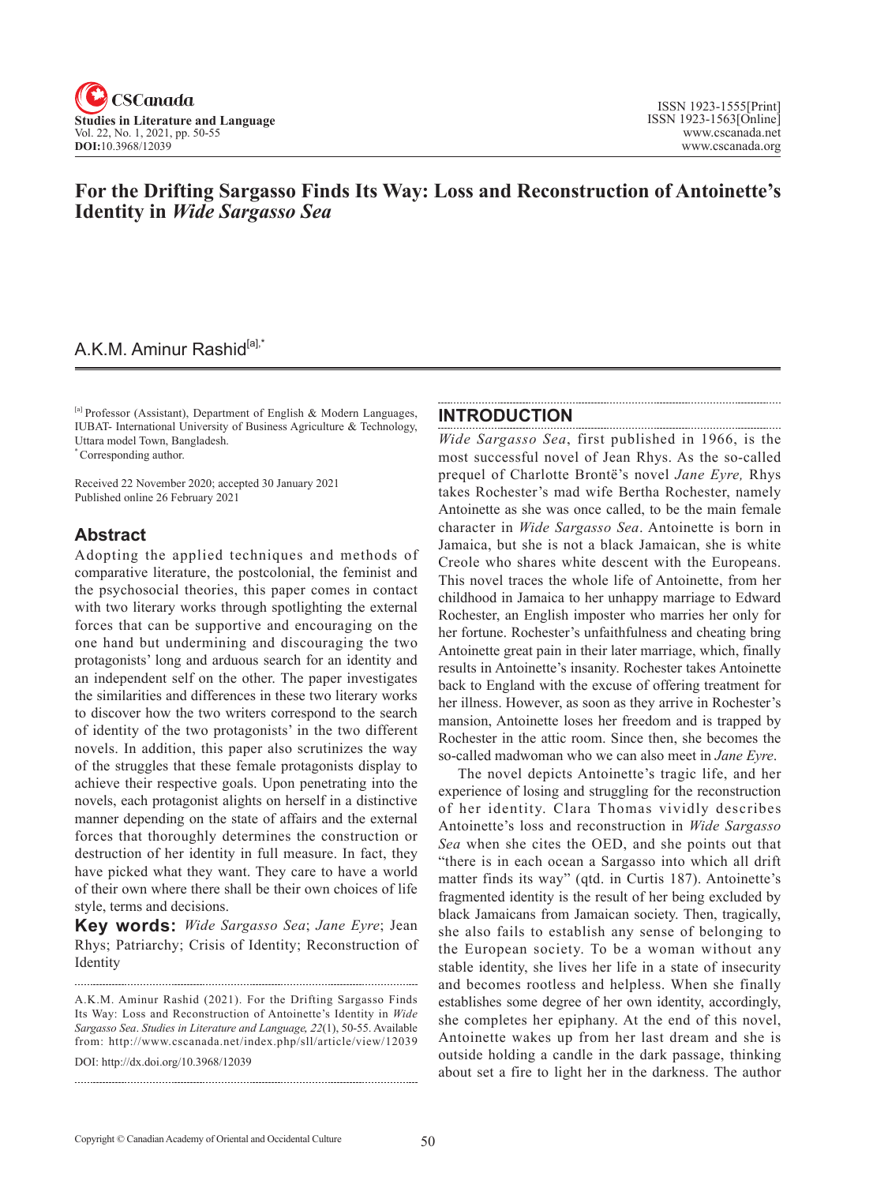# For the Drifting Sargasso Finds Its Way: Loss and Reconstruction of Antoinette's Identity in *Wide Sargasso Sea*

A.K.M. Aminur Rashid[a],*

[a] Professor (Assistant), Department of English & Modern Languages, IUBAT- International University of Business Agriculture & Technology, Uttara model Town, Bangladesh.
* Corresponding author.

Received 22 November 2020; accepted 30 January 2021
Published online 26 February 2021

## Abstract

Adopting the applied techniques and methods of comparative literature, the postcolonial, the feminist and the psychosocial theories, this paper comes in contact with two literary works through spotlighting the external forces that can be supportive and encouraging on the one hand but undermining and discouraging the two protagonists' long and arduous search for an identity and an independent self on the other. The paper investigates the similarities and differences in these two literary works to discover how the two writers correspond to the search of identity of the two protagonists' in the two different novels. In addition, this paper also scrutinizes the way of the struggles that these female protagonists display to achieve their respective goals. Upon penetrating into the novels, each protagonist alights on herself in a distinctive manner depending on the state of affairs and the external forces that thoroughly determines the construction or destruction of her identity in full measure. In fact, they have picked what they want. They care to have a world of their own where there shall be their own choices of life style, terms and decisions.

**Key words:** *Wide Sargasso Sea*; *Jane Eyre*; Jean Rhys; Patriarchy; Crisis of Identity; Reconstruction of Identity

A.K.M. Aminur Rashid (2021). For the Drifting Sargasso Finds Its Way: Loss and Reconstruction of Antoinette's Identity in *Wide Sargasso Sea*. *Studies in Literature and Language, 22*(1), 50-55. Available from: http://www.cscanada.net/index.php/sll/article/view/12039
DOI: http://dx.doi.org/10.3968/12039

## INTRODUCTION

*Wide Sargasso Sea*, first published in 1966, is the most successful novel of Jean Rhys. As the so-called prequel of Charlotte Brontë's novel *Jane Eyre,* Rhys takes Rochester's mad wife Bertha Rochester, namely Antoinette as she was once called, to be the main female character in *Wide Sargasso Sea*. Antoinette is born in Jamaica, but she is not a black Jamaican, she is white Creole who shares white descent with the Europeans. This novel traces the whole life of Antoinette, from her childhood in Jamaica to her unhappy marriage to Edward Rochester, an English imposter who marries her only for her fortune. Rochester's unfaithfulness and cheating bring Antoinette great pain in their later marriage, which, finally results in Antoinette's insanity. Rochester takes Antoinette back to England with the excuse of offering treatment for her illness. However, as soon as they arrive in Rochester's mansion, Antoinette loses her freedom and is trapped by Rochester in the attic room. Since then, she becomes the so-called madwoman who we can also meet in *Jane Eyre*.

The novel depicts Antoinette's tragic life, and her experience of losing and struggling for the reconstruction of her identity. Clara Thomas vividly describes Antoinette's loss and reconstruction in *Wide Sargasso Sea* when she cites the OED, and she points out that "there is in each ocean a Sargasso into which all drift matter finds its way" (qtd. in Curtis 187). Antoinette's fragmented identity is the result of her being excluded by black Jamaicans from Jamaican society. Then, tragically, she also fails to establish any sense of belonging to the European society. To be a woman without any stable identity, she lives her life in a state of insecurity and becomes rootless and helpless. When she finally establishes some degree of her own identity, accordingly, she completes her epiphany. At the end of this novel, Antoinette wakes up from her last dream and she is outside holding a candle in the dark passage, thinking about set a fire to light her in the darkness. The author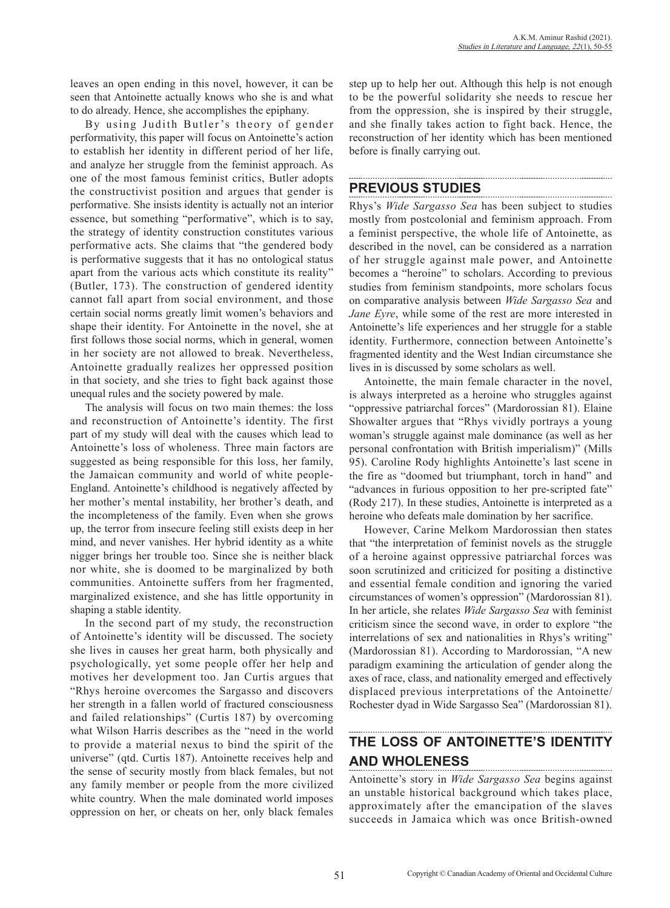leaves an open ending in this novel, however, it can be seen that Antoinette actually knows who she is and what to do already. Hence, she accomplishes the epiphany.

By using Judith Butler's theory of gender performativity, this paper will focus on Antoinette's action to establish her identity in different period of her life, and analyze her struggle from the feminist approach. As one of the most famous feminist critics, Butler adopts the constructivist position and argues that gender is performative. She insists identity is actually not an interior essence, but something "performative", which is to say, the strategy of identity construction constitutes various performative acts. She claims that "the gendered body is performative suggests that it has no ontological status apart from the various acts which constitute its reality" (Butler, 173). The construction of gendered identity cannot fall apart from social environment, and those certain social norms greatly limit women's behaviors and shape their identity. For Antoinette in the novel, she at first follows those social norms, which in general, women in her society are not allowed to break. Nevertheless, Antoinette gradually realizes her oppressed position in that society, and she tries to fight back against those unequal rules and the society powered by male.

The analysis will focus on two main themes: the loss and reconstruction of Antoinette's identity. The first part of my study will deal with the causes which lead to Antoinette's loss of wholeness. Three main factors are suggested as being responsible for this loss, her family, the Jamaican community and world of white people-England. Antoinette's childhood is negatively affected by her mother's mental instability, her brother's death, and the incompleteness of the family. Even when she grows up, the terror from insecure feeling still exists deep in her mind, and never vanishes. Her hybrid identity as a white nigger brings her trouble too. Since she is neither black nor white, she is doomed to be marginalized by both communities. Antoinette suffers from her fragmented, marginalized existence, and she has little opportunity in shaping a stable identity.

In the second part of my study, the reconstruction of Antoinette's identity will be discussed. The society she lives in causes her great harm, both physically and psychologically, yet some people offer her help and motives her development too. Jan Curtis argues that "Rhys heroine overcomes the Sargasso and discovers her strength in a fallen world of fractured consciousness and failed relationships" (Curtis 187) by overcoming what Wilson Harris describes as the "need in the world to provide a material nexus to bind the spirit of the universe" (qtd. Curtis 187). Antoinette receives help and the sense of security mostly from black females, but not any family member or people from the more civilized white country. When the male dominated world imposes oppression on her, or cheats on her, only black females step up to help her out. Although this help is not enough to be the powerful solidarity she needs to rescue her from the oppression, she is inspired by their struggle, and she finally takes action to fight back. Hence, the reconstruction of her identity which has been mentioned before is finally carrying out.

## PREVIOUS STUDIES

Rhys's *Wide Sargasso Sea* has been subject to studies mostly from postcolonial and feminism approach. From a feminist perspective, the whole life of Antoinette, as described in the novel, can be considered as a narration of her struggle against male power, and Antoinette becomes a "heroine" to scholars. According to previous studies from feminism standpoints, more scholars focus on comparative analysis between *Wide Sargasso Sea* and *Jane Eyre*, while some of the rest are more interested in Antoinette's life experiences and her struggle for a stable identity. Furthermore, connection between Antoinette's fragmented identity and the West Indian circumstance she lives in is discussed by some scholars as well.

Antoinette, the main female character in the novel, is always interpreted as a heroine who struggles against "oppressive patriarchal forces" (Mardorossian 81). Elaine Showalter argues that "Rhys vividly portrays a young woman's struggle against male dominance (as well as her personal confrontation with British imperialism)" (Mills 95). Caroline Rody highlights Antoinette's last scene in the fire as "doomed but triumphant, torch in hand" and "advances in furious opposition to her pre-scripted fate" (Rody 217). In these studies, Antoinette is interpreted as a heroine who defeats male domination by her sacrifice.

However, Carine Melkom Mardorossian then states that "the interpretation of feminist novels as the struggle of a heroine against oppressive patriarchal forces was soon scrutinized and criticized for positing a distinctive and essential female condition and ignoring the varied circumstances of women's oppression" (Mardorossian 81). In her article, she relates *Wide Sargasso Sea* with feminist criticism since the second wave, in order to explore "the interrelations of sex and nationalities in Rhys's writing" (Mardorossian 81). According to Mardorossian, "A new paradigm examining the articulation of gender along the axes of race, class, and nationality emerged and effectively displaced previous interpretations of the Antoinette/Rochester dyad in Wide Sargasso Sea" (Mardorossian 81).

## THE LOSS OF ANTOINETTE'S IDENTITY AND WHOLENESS

Antoinette's story in *Wide Sargasso Sea* begins against an unstable historical background which takes place, approximately after the emancipation of the slaves succeeds in Jamaica which was once British-owned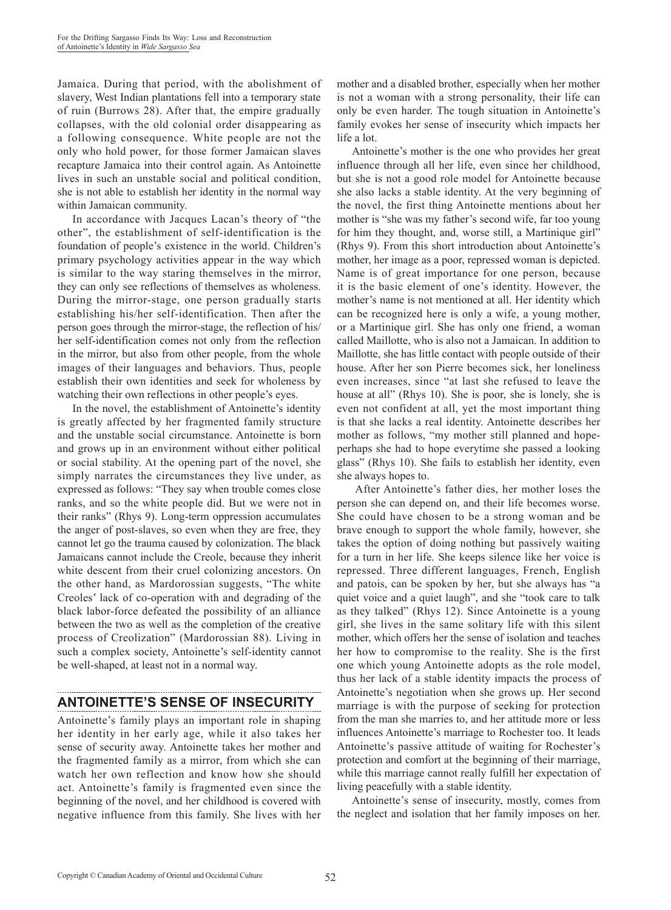Jamaica. During that period, with the abolishment of slavery, West Indian plantations fell into a temporary state of ruin (Burrows 28). After that, the empire gradually collapses, with the old colonial order disappearing as a following consequence. White people are not the only who hold power, for those former Jamaican slaves recapture Jamaica into their control again. As Antoinette lives in such an unstable social and political condition, she is not able to establish her identity in the normal way within Jamaican community.

In accordance with Jacques Lacan's theory of "the other", the establishment of self-identification is the foundation of people's existence in the world. Children's primary psychology activities appear in the way which is similar to the way staring themselves in the mirror, they can only see reflections of themselves as wholeness. During the mirror-stage, one person gradually starts establishing his/her self-identification. Then after the person goes through the mirror-stage, the reflection of his/her self-identification comes not only from the reflection in the mirror, but also from other people, from the whole images of their languages and behaviors. Thus, people establish their own identities and seek for wholeness by watching their own reflections in other people's eyes.

In the novel, the establishment of Antoinette's identity is greatly affected by her fragmented family structure and the unstable social circumstance. Antoinette is born and grows up in an environment without either political or social stability. At the opening part of the novel, she simply narrates the circumstances they live under, as expressed as follows: "They say when trouble comes close ranks, and so the white people did. But we were not in their ranks" (Rhys 9). Long-term oppression accumulates the anger of post-slaves, so even when they are free, they cannot let go the trauma caused by colonization. The black Jamaicans cannot include the Creole, because they inherit white descent from their cruel colonizing ancestors. On the other hand, as Mardorossian suggests, "The white Creoles' lack of co-operation with and degrading of the black labor-force defeated the possibility of an alliance between the two as well as the completion of the creative process of Creolization" (Mardorossian 88). Living in such a complex society, Antoinette's self-identity cannot be well-shaped, at least not in a normal way.

## ANTOINETTE'S SENSE OF INSECURITY

Antoinette's family plays an important role in shaping her identity in her early age, while it also takes her sense of security away. Antoinette takes her mother and the fragmented family as a mirror, from which she can watch her own reflection and know how she should act. Antoinette's family is fragmented even since the beginning of the novel, and her childhood is covered with negative influence from this family. She lives with her mother and a disabled brother, especially when her mother is not a woman with a strong personality, their life can only be even harder. The tough situation in Antoinette's family evokes her sense of insecurity which impacts her life a lot.

Antoinette's mother is the one who provides her great influence through all her life, even since her childhood, but she is not a good role model for Antoinette because she also lacks a stable identity. At the very beginning of the novel, the first thing Antoinette mentions about her mother is "she was my father's second wife, far too young for him they thought, and, worse still, a Martinique girl" (Rhys 9). From this short introduction about Antoinette's mother, her image as a poor, repressed woman is depicted. Name is of great importance for one person, because it is the basic element of one's identity. However, the mother's name is not mentioned at all. Her identity which can be recognized here is only a wife, a young mother, or a Martinique girl. She has only one friend, a woman called Maillotte, who is also not a Jamaican. In addition to Maillotte, she has little contact with people outside of their house. After her son Pierre becomes sick, her loneliness even increases, since "at last she refused to leave the house at all" (Rhys 10). She is poor, she is lonely, she is even not confident at all, yet the most important thing is that she lacks a real identity. Antoinette describes her mother as follows, "my mother still planned and hope-perhaps she had to hope everytime she passed a looking glass" (Rhys 10). She fails to establish her identity, even she always hopes to.

After Antoinette's father dies, her mother loses the person she can depend on, and their life becomes worse. She could have chosen to be a strong woman and be brave enough to support the whole family, however, she takes the option of doing nothing but passively waiting for a turn in her life. She keeps silence like her voice is repressed. Three different languages, French, English and patois, can be spoken by her, but she always has "a quiet voice and a quiet laugh", and she "took care to talk as they talked" (Rhys 12). Since Antoinette is a young girl, she lives in the same solitary life with this silent mother, which offers her the sense of isolation and teaches her how to compromise to the reality. She is the first one which young Antoinette adopts as the role model, thus her lack of a stable identity impacts the process of Antoinette's negotiation when she grows up. Her second marriage is with the purpose of seeking for protection from the man she marries to, and her attitude more or less influences Antoinette's marriage to Rochester too. It leads Antoinette's passive attitude of waiting for Rochester's protection and comfort at the beginning of their marriage, while this marriage cannot really fulfill her expectation of living peacefully with a stable identity.

Antoinette's sense of insecurity, mostly, comes from the neglect and isolation that her family imposes on her.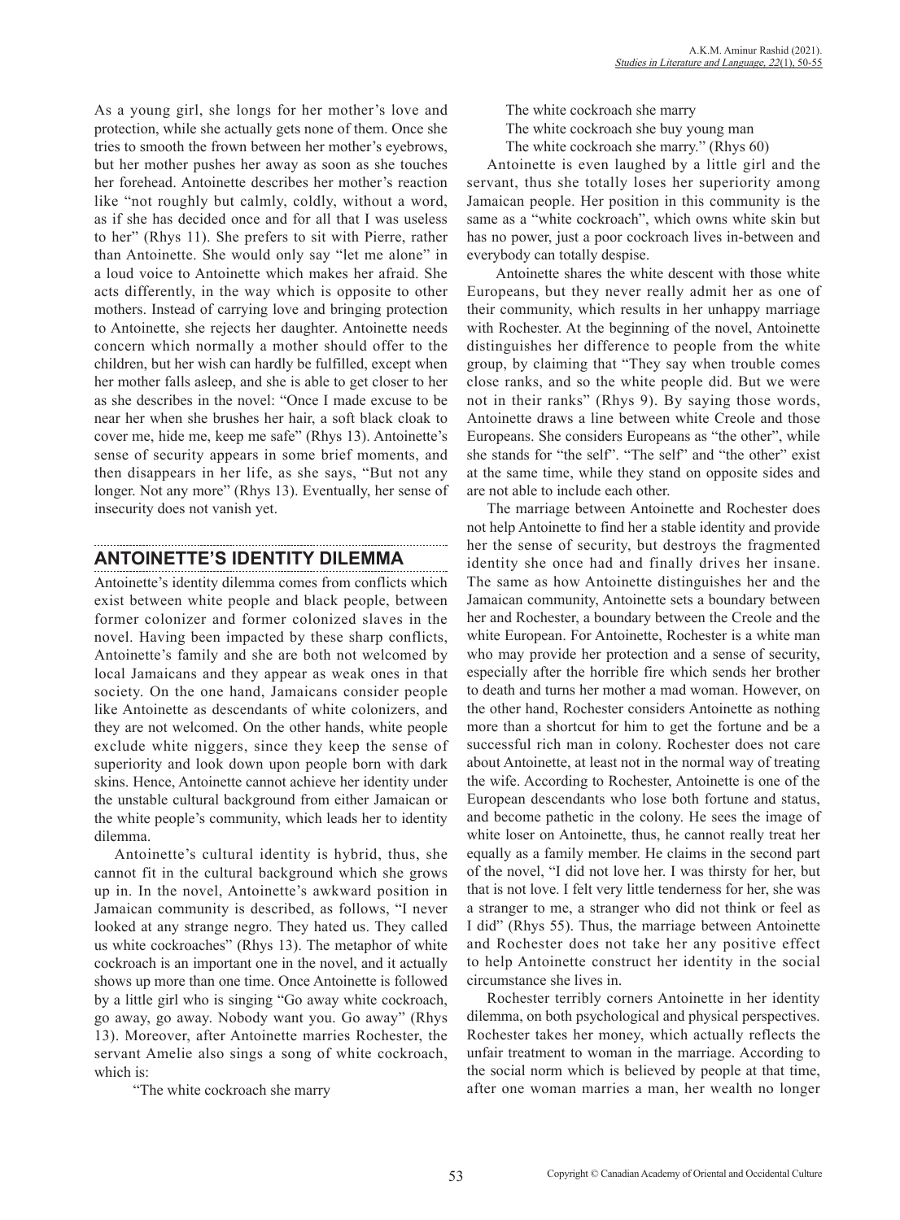As a young girl, she longs for her mother's love and protection, while she actually gets none of them. Once she tries to smooth the frown between her mother's eyebrows, but her mother pushes her away as soon as she touches her forehead. Antoinette describes her mother's reaction like "not roughly but calmly, coldly, without a word, as if she has decided once and for all that I was useless to her" (Rhys 11). She prefers to sit with Pierre, rather than Antoinette. She would only say "let me alone" in a loud voice to Antoinette which makes her afraid. She acts differently, in the way which is opposite to other mothers. Instead of carrying love and bringing protection to Antoinette, she rejects her daughter. Antoinette needs concern which normally a mother should offer to the children, but her wish can hardly be fulfilled, except when her mother falls asleep, and she is able to get closer to her as she describes in the novel: "Once I made excuse to be near her when she brushes her hair, a soft black cloak to cover me, hide me, keep me safe" (Rhys 13). Antoinette's sense of security appears in some brief moments, and then disappears in her life, as she says, "But not any longer. Not any more" (Rhys 13). Eventually, her sense of insecurity does not vanish yet.

## ANTOINETTE'S IDENTITY DILEMMA

Antoinette's identity dilemma comes from conflicts which exist between white people and black people, between former colonizer and former colonized slaves in the novel. Having been impacted by these sharp conflicts, Antoinette's family and she are both not welcomed by local Jamaicans and they appear as weak ones in that society. On the one hand, Jamaicans consider people like Antoinette as descendants of white colonizers, and they are not welcomed. On the other hands, white people exclude white niggers, since they keep the sense of superiority and look down upon people born with dark skins. Hence, Antoinette cannot achieve her identity under the unstable cultural background from either Jamaican or the white people's community, which leads her to identity dilemma.

Antoinette's cultural identity is hybrid, thus, she cannot fit in the cultural background which she grows up in. In the novel, Antoinette's awkward position in Jamaican community is described, as follows, "I never looked at any strange negro. They hated us. They called us white cockroaches" (Rhys 13). The metaphor of white cockroach is an important one in the novel, and it actually shows up more than one time. Once Antoinette is followed by a little girl who is singing "Go away white cockroach, go away, go away. Nobody want you. Go away" (Rhys 13). Moreover, after Antoinette marries Rochester, the servant Amelie also sings a song of white cockroach, which is:

> "The white cockroach she marry
> The white cockroach she marry
> The white cockroach she buy young man
> The white cockroach she marry." (Rhys 60)

Antoinette is even laughed by a little girl and the servant, thus she totally loses her superiority among Jamaican people. Her position in this community is the same as a "white cockroach", which owns white skin but has no power, just a poor cockroach lives in-between and everybody can totally despise.

Antoinette shares the white descent with those white Europeans, but they never really admit her as one of their community, which results in her unhappy marriage with Rochester. At the beginning of the novel, Antoinette distinguishes her difference to people from the white group, by claiming that "They say when trouble comes close ranks, and so the white people did. But we were not in their ranks" (Rhys 9). By saying those words, Antoinette draws a line between white Creole and those Europeans. She considers Europeans as "the other", while she stands for "the self". "The self" and "the other" exist at the same time, while they stand on opposite sides and are not able to include each other.

The marriage between Antoinette and Rochester does not help Antoinette to find her a stable identity and provide her the sense of security, but destroys the fragmented identity she once had and finally drives her insane. The same as how Antoinette distinguishes her and the Jamaican community, Antoinette sets a boundary between her and Rochester, a boundary between the Creole and the white European. For Antoinette, Rochester is a white man who may provide her protection and a sense of security, especially after the horrible fire which sends her brother to death and turns her mother a mad woman. However, on the other hand, Rochester considers Antoinette as nothing more than a shortcut for him to get the fortune and be a successful rich man in colony. Rochester does not care about Antoinette, at least not in the normal way of treating the wife. According to Rochester, Antoinette is one of the European descendants who lose both fortune and status, and become pathetic in the colony. He sees the image of white loser on Antoinette, thus, he cannot really treat her equally as a family member. He claims in the second part of the novel, "I did not love her. I was thirsty for her, but that is not love. I felt very little tenderness for her, she was a stranger to me, a stranger who did not think or feel as I did" (Rhys 55). Thus, the marriage between Antoinette and Rochester does not take her any positive effect to help Antoinette construct her identity in the social circumstance she lives in.

Rochester terribly corners Antoinette in her identity dilemma, on both psychological and physical perspectives. Rochester takes her money, which actually reflects the unfair treatment to woman in the marriage. According to the social norm which is believed by people at that time, after one woman marries a man, her wealth no longer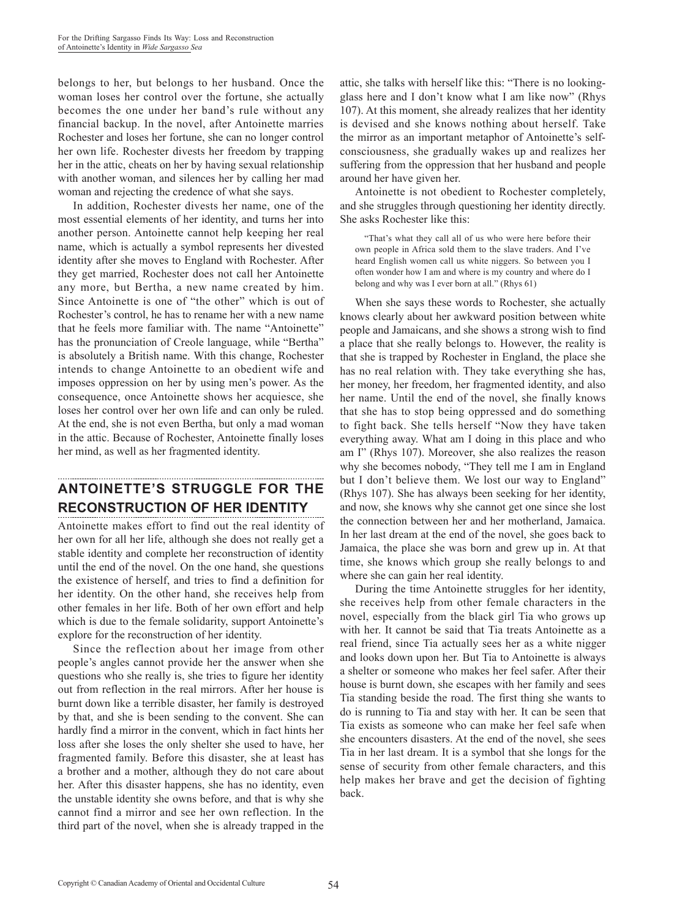belongs to her, but belongs to her husband. Once the woman loses her control over the fortune, she actually becomes the one under her band's rule without any financial backup. In the novel, after Antoinette marries Rochester and loses her fortune, she can no longer control her own life. Rochester divests her freedom by trapping her in the attic, cheats on her by having sexual relationship with another woman, and silences her by calling her mad woman and rejecting the credence of what she says.

In addition, Rochester divests her name, one of the most essential elements of her identity, and turns her into another person. Antoinette cannot help keeping her real name, which is actually a symbol represents her divested identity after she moves to England with Rochester. After they get married, Rochester does not call her Antoinette any more, but Bertha, a new name created by him. Since Antoinette is one of "the other" which is out of Rochester's control, he has to rename her with a new name that he feels more familiar with. The name "Antoinette" has the pronunciation of Creole language, while "Bertha" is absolutely a British name. With this change, Rochester intends to change Antoinette to an obedient wife and imposes oppression on her by using men's power. As the consequence, once Antoinette shows her acquiesce, she loses her control over her own life and can only be ruled. At the end, she is not even Bertha, but only a mad woman in the attic. Because of Rochester, Antoinette finally loses her mind, as well as her fragmented identity.

## ANTOINETTE'S STRUGGLE FOR THE RECONSTRUCTION OF HER IDENTITY

Antoinette makes effort to find out the real identity of her own for all her life, although she does not really get a stable identity and complete her reconstruction of identity until the end of the novel. On the one hand, she questions the existence of herself, and tries to find a definition for her identity. On the other hand, she receives help from other females in her life. Both of her own effort and help which is due to the female solidarity, support Antoinette's explore for the reconstruction of her identity.

Since the reflection about her image from other people's angles cannot provide her the answer when she questions who she really is, she tries to figure her identity out from reflection in the real mirrors. After her house is burnt down like a terrible disaster, her family is destroyed by that, and she is been sending to the convent. She can hardly find a mirror in the convent, which in fact hints her loss after she loses the only shelter she used to have, her fragmented family. Before this disaster, she at least has a brother and a mother, although they do not care about her. After this disaster happens, she has no identity, even the unstable identity she owns before, and that is why she cannot find a mirror and see her own reflection. In the third part of the novel, when she is already trapped in the attic, she talks with herself like this: "There is no looking-glass here and I don't know what I am like now" (Rhys 107). At this moment, she already realizes that her identity is devised and she knows nothing about herself. Take the mirror as an important metaphor of Antoinette's self-consciousness, she gradually wakes up and realizes her suffering from the oppression that her husband and people around her have given her.

Antoinette is not obedient to Rochester completely, and she struggles through questioning her identity directly. She asks Rochester like this:

> "That's what they call all of us who were here before their own people in Africa sold them to the slave traders. And I've heard English women call us white niggers. So between you I often wonder how I am and where is my country and where do I belong and why was I ever born at all." (Rhys 61)

When she says these words to Rochester, she actually knows clearly about her awkward position between white people and Jamaicans, and she shows a strong wish to find a place that she really belongs to. However, the reality is that she is trapped by Rochester in England, the place she has no real relation with. They take everything she has, her money, her freedom, her fragmented identity, and also her name. Until the end of the novel, she finally knows that she has to stop being oppressed and do something to fight back. She tells herself "Now they have taken everything away. What am I doing in this place and who am I" (Rhys 107). Moreover, she also realizes the reason why she becomes nobody, "They tell me I am in England but I don't believe them. We lost our way to England" (Rhys 107). She has always been seeking for her identity, and now, she knows why she cannot get one since she lost the connection between her and her motherland, Jamaica. In her last dream at the end of the novel, she goes back to Jamaica, the place she was born and grew up in. At that time, she knows which group she really belongs to and where she can gain her real identity.

During the time Antoinette struggles for her identity, she receives help from other female characters in the novel, especially from the black girl Tia who grows up with her. It cannot be said that Tia treats Antoinette as a real friend, since Tia actually sees her as a white nigger and looks down upon her. But Tia to Antoinette is always a shelter or someone who makes her feel safer. After their house is burnt down, she escapes with her family and sees Tia standing beside the road. The first thing she wants to do is running to Tia and stay with her. It can be seen that Tia exists as someone who can make her feel safe when she encounters disasters. At the end of the novel, she sees Tia in her last dream. It is a symbol that she longs for the sense of security from other female characters, and this help makes her brave and get the decision of fighting back.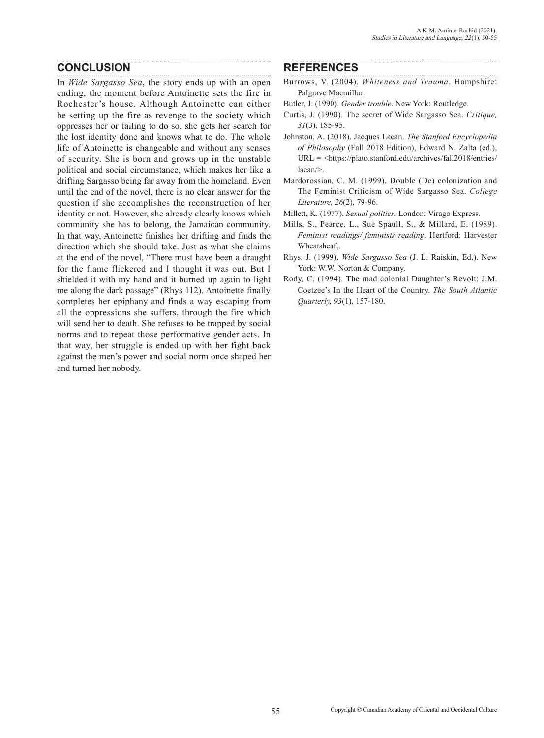## CONCLUSION

In *Wide Sargasso Sea*, the story ends up with an open ending, the moment before Antoinette sets the fire in Rochester's house. Although Antoinette can either be setting up the fire as revenge to the society which oppresses her or failing to do so, she gets her search for the lost identity done and knows what to do. The whole life of Antoinette is changeable and without any senses of security. She is born and grows up in the unstable political and social circumstance, which makes her like a drifting Sargasso being far away from the homeland. Even until the end of the novel, there is no clear answer for the question if she accomplishes the reconstruction of her identity or not. However, she already clearly knows which community she has to belong, the Jamaican community. In that way, Antoinette finishes her drifting and finds the direction which she should take. Just as what she claims at the end of the novel, "There must have been a draught for the flame flickered and I thought it was out. But I shielded it with my hand and it burned up again to light me along the dark passage" (Rhys 112). Antoinette finally completes her epiphany and finds a way escaping from all the oppressions she suffers, through the fire which will send her to death. She refuses to be trapped by social norms and to repeat those performative gender acts. In that way, her struggle is ended up with her fight back against the men's power and social norm once shaped her and turned her nobody.

## REFERENCES

Burrows, V. (2004). *Whiteness and Trauma*. Hampshire: Palgrave Macmillan.

Butler, J. (1990). *Gender trouble*. New York: Routledge.

Curtis, J. (1990). The secret of Wide Sargasso Sea. *Critique, 31*(3), 185-95.

Johnston, A. (2018). Jacques Lacan. *The Stanford Encyclopedia of Philosophy* (Fall 2018 Edition), Edward N. Zalta (ed.), URL = <https://plato.stanford.edu/archives/fall2018/entries/lacan/>.

Mardorossian, C. M. (1999). Double (De) colonization and The Feminist Criticism of Wide Sargasso Sea. *College Literature, 26*(2), 79-96.

Millett, K. (1977). *Sexual politics*. London: Virago Express.

Mills, S., Pearce, L., Sue Spaull, S., & Millard, E. (1989). *Feminist readings/ feminists reading*. Hertford: Harvester Wheatsheaf,.

Rhys, J. (1999). *Wide Sargasso Sea* (J. L. Raiskin, Ed.). New York: W.W. Norton & Company.

Rody, C. (1994). The mad colonial Daughter's Revolt: J.M. Coetzee's In the Heart of the Country. *The South Atlantic Quarterly, 93*(1), 157-180.